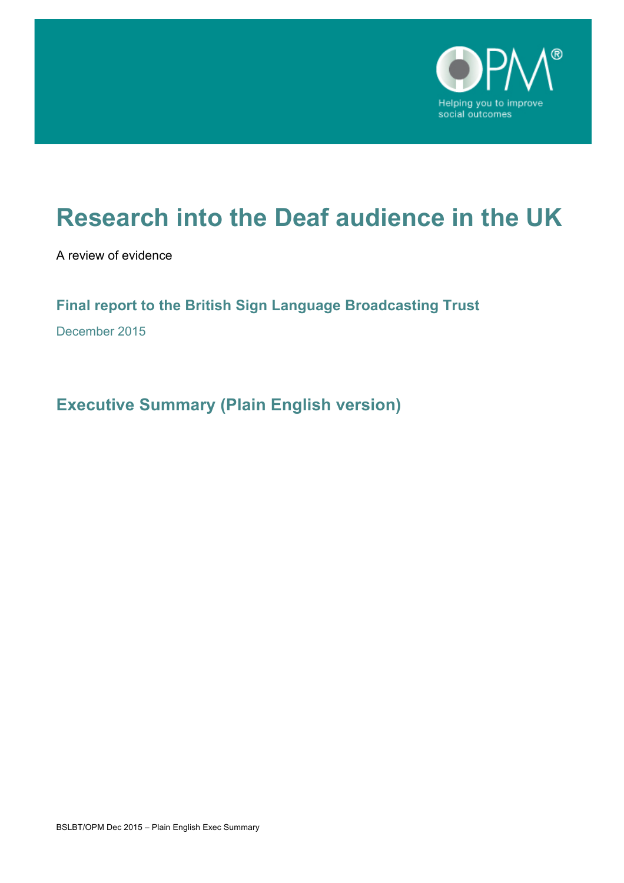# Research into the Deaf audience in the UK

A review of evidence

## Final report to the British Sign Language Broadcasting Trust

December 2015

## Executive Summary (Plain English version)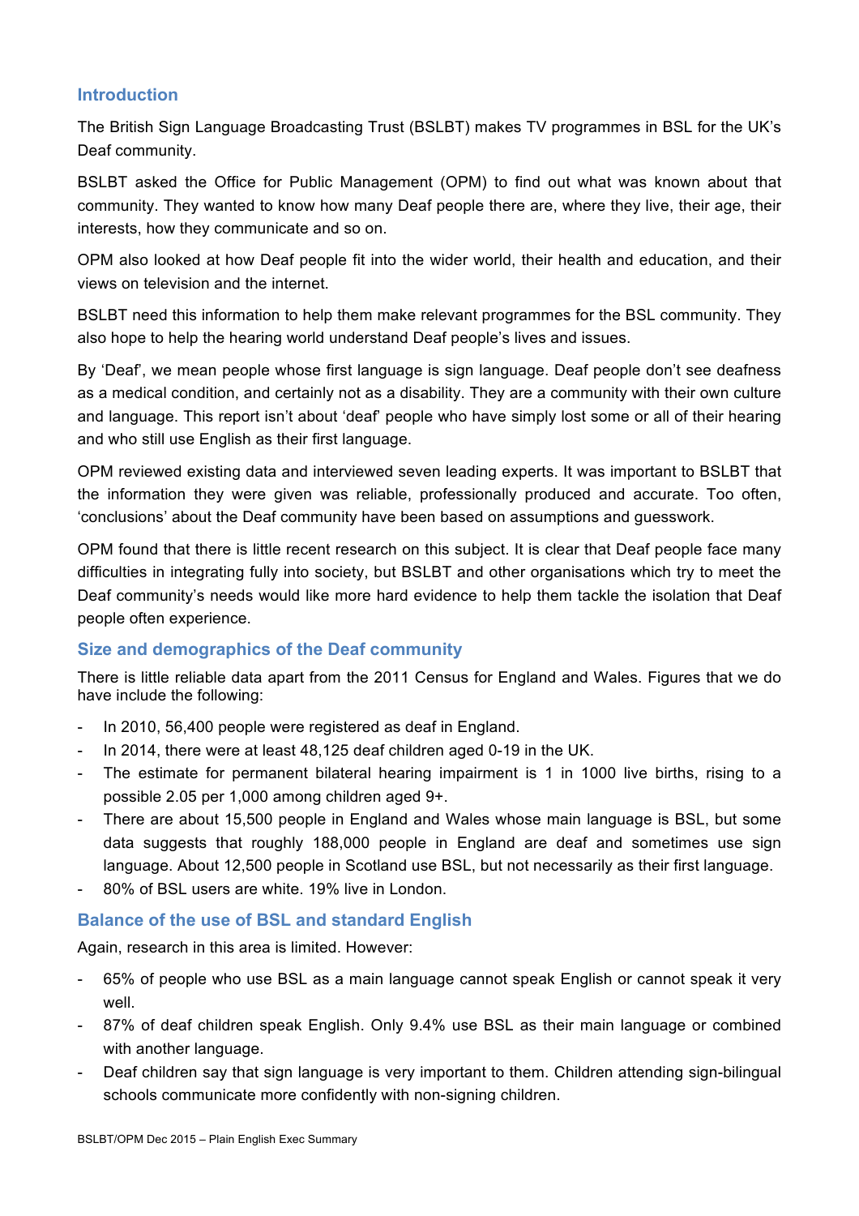## Introduction

The British Sign Language Broadcasting Trust (BSLBT) makes TV programmes in BSL for the UK's Deaf community.

BSLBT asked the Office for Public Management (OPM) to find out what was known about that community. They wanted to know how many Deaf people there are, where they live, their age, their interests, how they communicate and so on.

OPM also looked at how Deaf people fit into the wider world, their health and education, and their views on television and the internet.

BSLBT need this information to help them make relevant programmes for the BSL community. They also hope to help the hearing world understand Deaf people's lives and issues.

By 'Deaf', we mean people whose first language is sign language. Deaf people don't see deafness as a medical condition, and certainly not as a disability. They are a community with their own culture and language. This report isn't about 'deaf' people who have simply lost some or all of their hearing and who still use English as their first language.

OPM reviewed existing data and interviewed seven leading experts. It was important to BSLBT that the information they were given was reliable, professionally produced and accurate. Too often, 'conclusions' about the Deaf community have been based on assumptions and guesswork.

OPM found that there is little recent research on this subject. It is clear that Deaf people face many difficulties in integrating fully into society, but BSLBT and other organisations which try to meet the Deaf community's needs would like more hard evidence to help them tackle the isolation that Deaf people often experience.

## Size and demographics of the Deaf community

There is little reliable data apart from the 2011 Census for England and Wales. Figures that we do have include the following:

- In 2010, 56,400 people were registered as deaf in England.
- In 2014, there were at least 48,125 deaf children aged 0-19 in the UK.
- The estimate for permanent bilateral hearing impairment is 1 in 1000 live births, rising to a possible 2.05 per 1,000 among children aged 9+.
- There are about 15,500 people in England and Wales whose main language is BSL, but some data suggests that roughly 188,000 people in England are deaf and sometimes use sign language. About 12,500 people in Scotland use BSL, but not necessarily as their first language.
- 80% of BSL users are white. 19% live in London.

## Balance of the use of BSL and standard English

Again, research in this area is limited. However:

- 65% of people who use BSL as a main language cannot speak English or cannot speak it very well.
- 87% of deaf children speak English. Only 9.4% use BSL as their main language or combined with another language.
- Deaf children say that sign language is very important to them. Children attending sign-bilingual schools communicate more confidently with non-signing children.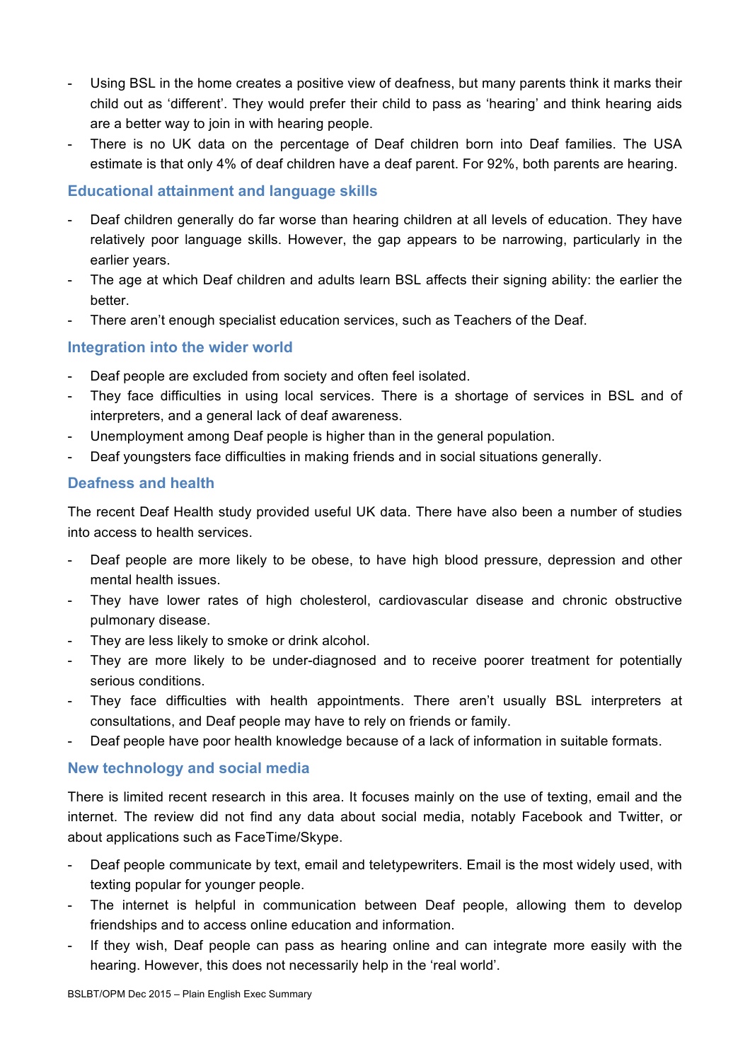- Using BSL in the home creates a positive view of deafness, but many parents think it marks their child out as 'different'. They would prefer their child to pass as 'hearing' and think hearing aids are a better way to join in with hearing people.
- There is no UK data on the percentage of Deaf children born into Deaf families. The USA estimate is that only 4% of deaf children have a deaf parent. For 92%, both parents are hearing.

## Educational attainment and language skills

- Deaf children generally do far worse than hearing children at all levels of education. They have relatively poor language skills. However, the gap appears to be narrowing, particularly in the earlier years.
- The age at which Deaf children and adults learn BSL affects their signing ability: the earlier the better.
- There aren't enough specialist education services, such as Teachers of the Deaf.

## Integration into the wider world

- Deaf people are excluded from society and often feel isolated.
- They face difficulties in using local services. There is a shortage of services in BSL and of interpreters, and a general lack of deaf awareness.
- Unemployment among Deaf people is higher than in the general population.
- Deaf youngsters face difficulties in making friends and in social situations generally.

## Deafness and health

The recent Deaf Health study provided useful UK data. There have also been a number of studies into access to health services.

- Deaf people are more likely to be obese, to have high blood pressure, depression and other mental health issues.
- They have lower rates of high cholesterol, cardiovascular disease and chronic obstructive pulmonary disease.
- They are less likely to smoke or drink alcohol.
- They are more likely to be under-diagnosed and to receive poorer treatment for potentially serious conditions.
- They face difficulties with health appointments. There aren't usually BSL interpreters at consultations, and Deaf people may have to rely on friends or family.
- Deaf people have poor health knowledge because of a lack of information in suitable formats.

## New technology and social media

There is limited recent research in this area. It focuses mainly on the use of texting, email and the internet. The review did not find any data about social media, notably Facebook and Twitter, or about applications such as FaceTime/Skype.

- Deaf people communicate by text, email and teletypewriters. Email is the most widely used, with texting popular for younger people.
- The internet is helpful in communication between Deaf people, allowing them to develop friendships and to access online education and information.
- If they wish, Deaf people can pass as hearing online and can integrate more easily with the hearing. However, this does not necessarily help in the 'real world'.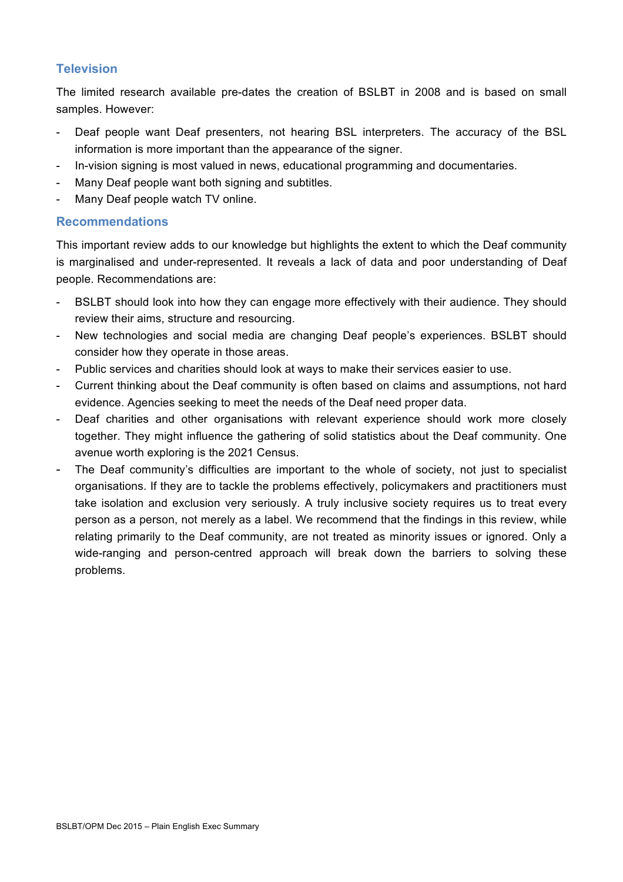## Television

The limited research available pre-dates the creation of BSLBT in 2008 and is based on small samples. However:

- Deaf people want Deaf presenters, not hearing BSL interpreters. The accuracy of the BSL information is more important than the appearance of the signer.
- In-vision signing is most valued in news, educational programming and documentaries.
- Many Deaf people want both signing and subtitles.
- Many Deaf people watch TV online.

## Recommendations

This important review adds to our knowledge but highlights the extent to which the Deaf community is marginalised and under-represented. It reveals a lack of data and poor understanding of Deaf people. Recommendations are:

- BSLBT should look into how they can engage more effectively with their audience. They should review their aims, structure and resourcing.
- New technologies and social media are changing Deaf people's experiences. BSLBT should consider how they operate in those areas.
- Public services and charities should look at ways to make their services easier to use.
- Current thinking about the Deaf community is often based on claims and assumptions, not hard evidence. Agencies seeking to meet the needs of the Deaf need proper data.
- Deaf charities and other organisations with relevant experience should work more closely together. They might influence the gathering of solid statistics about the Deaf community. One avenue worth exploring is the 2021 Census.
- The Deaf community's difficulties are important to the whole of society, not just to specialist organisations. If they are to tackle the problems effectively, policymakers and practitioners must take isolation and exclusion very seriously. A truly inclusive society requires us to treat every person as a person, not merely as a label. We recommend that the findings in this review, while relating primarily to the Deaf community, are not treated as minority issues or ignored. Only a wide-ranging and person-centred approach will break down the barriers to solving these problems.